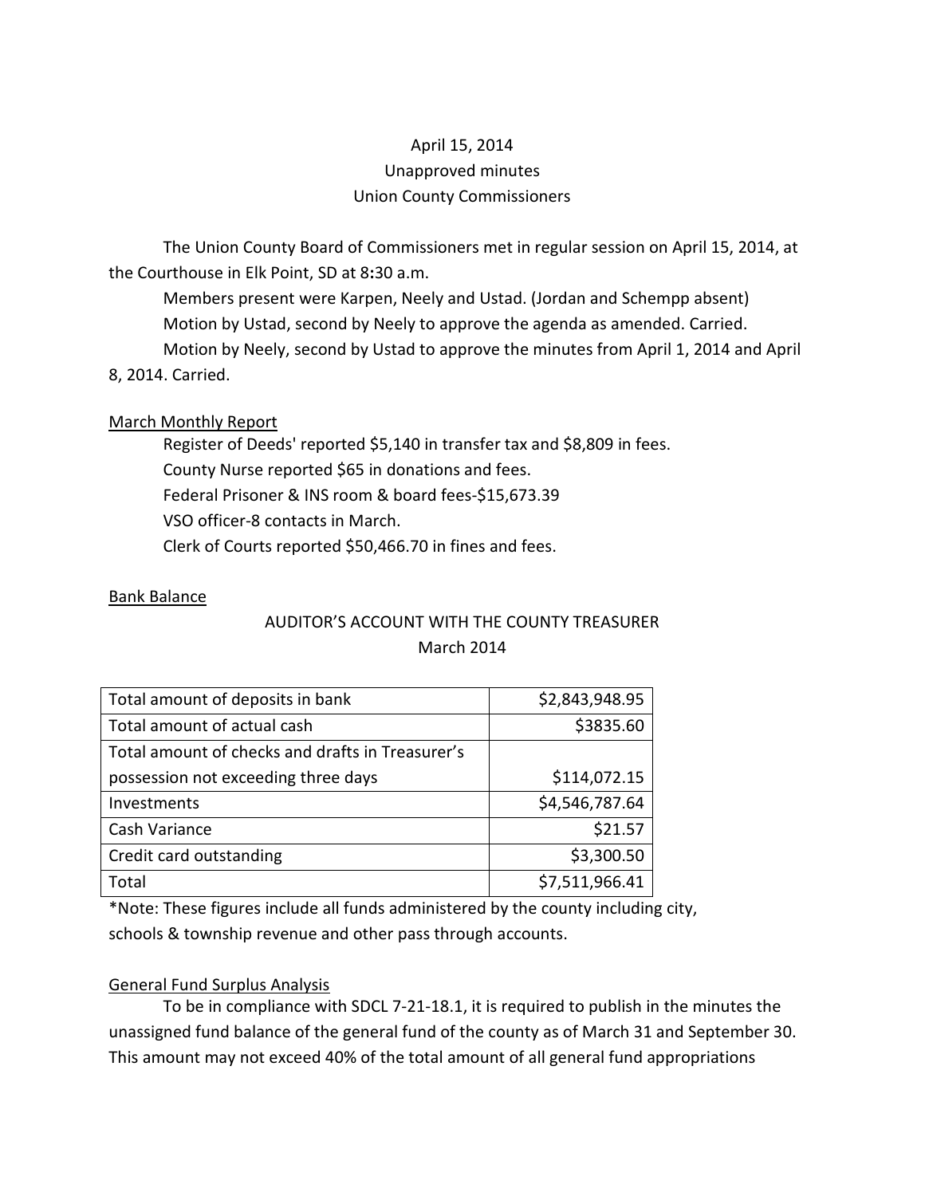April 15, 2014

Unapproved minutes

Union County Commissioners

The Union County Board of Commissioners met in regular session on April 15, 2014, at the Courthouse in Elk Point, SD at 8:30 a.m.

Members present were Karpen, Neely and Ustad. (Jordan and Schempp absent)

Motion by Ustad, second by Neely to approve the agenda as amended. Carried.

Motion by Neely, second by Ustad to approve the minutes from April 1, 2014 and April 8, 2014. Carried.

March Monthly Report

Register of Deeds' reported $5,140 in transfer tax and $8,809 in fees.

County Nurse reported $65 in donations and fees.

Federal Prisoner & INS room & board fees-$15,673.39

VSO officer-8 contacts in March.

Clerk of Courts reported $50,466.70 in fines and fees.

Bank Balance

AUDITOR'S ACCOUNT WITH THE COUNTY TREASURER

March 2014

| | |
|---|---|
| Total amount of deposits in bank | $2,843,948.95 |
| Total amount of actual cash | $3835.60 |
| Total amount of checks and drafts in Treasurer's possession not exceeding three days | $114,072.15 |
| Investments | $4,546,787.64 |
| Cash Variance | $21.57 |
| Credit card outstanding | $3,300.50 |
| Total | $7,511,966.41 |

*Note: These figures include all funds administered by the county including city, schools & township revenue and other pass through accounts.

General Fund Surplus Analysis

To be in compliance with SDCL 7-21-18.1, it is required to publish in the minutes the unassigned fund balance of the general fund of the county as of March 31 and September 30. This amount may not exceed 40% of the total amount of all general fund appropriations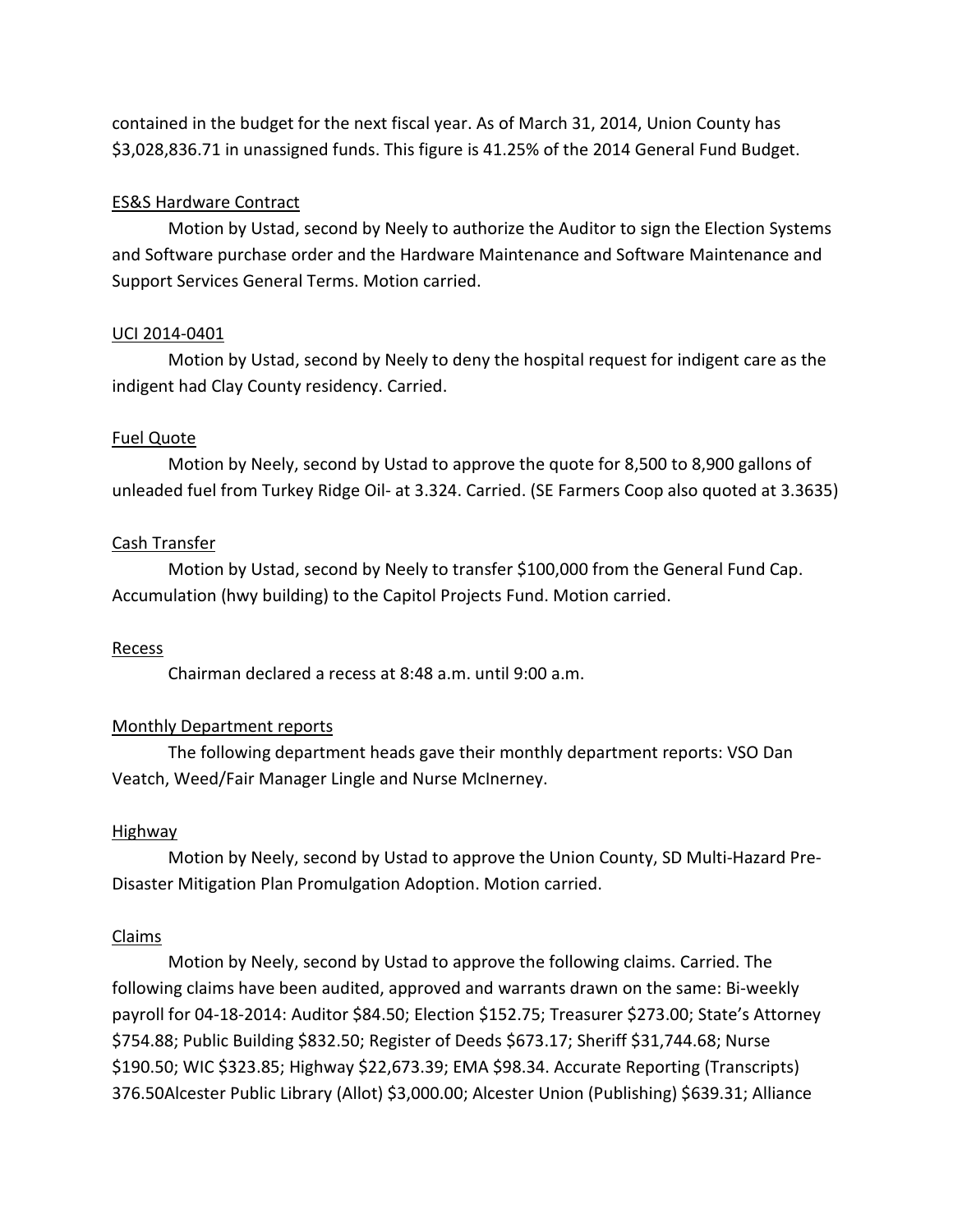contained in the budget for the next fiscal year. As of March 31, 2014, Union County has $3,028,836.71 in unassigned funds. This figure is 41.25% of the 2014 General Fund Budget.

<u>ES&S Hardware Contract</u>

Motion by Ustad, second by Neely to authorize the Auditor to sign the Election Systems and Software purchase order and the Hardware Maintenance and Software Maintenance and Support Services General Terms. Motion carried.

<u>UCI 2014-0401</u>

Motion by Ustad, second by Neely to deny the hospital request for indigent care as the indigent had Clay County residency. Carried.

<u>Fuel Quote</u>

Motion by Neely, second by Ustad to approve the quote for 8,500 to 8,900 gallons of unleaded fuel from Turkey Ridge Oil- at 3.324. Carried. (SE Farmers Coop also quoted at 3.3635)

<u>Cash Transfer</u>

Motion by Ustad, second by Neely to transfer $100,000 from the General Fund Cap. Accumulation (hwy building) to the Capitol Projects Fund. Motion carried.

<u>Recess</u>

Chairman declared a recess at 8:48 a.m. until 9:00 a.m.

<u>Monthly Department reports</u>

The following department heads gave their monthly department reports: VSO Dan Veatch, Weed/Fair Manager Lingle and Nurse McInerney.

<u>Highway</u>

Motion by Neely, second by Ustad to approve the Union County, SD Multi-Hazard Pre-Disaster Mitigation Plan Promulgation Adoption. Motion carried.

<u>Claims</u>

Motion by Neely, second by Ustad to approve the following claims. Carried. The following claims have been audited, approved and warrants drawn on the same: Bi-weekly payroll for 04-18-2014: Auditor $84.50; Election $152.75; Treasurer $273.00; State's Attorney $754.88; Public Building $832.50; Register of Deeds $673.17; Sheriff $31,744.68; Nurse $190.50; WIC $323.85; Highway $22,673.39; EMA $98.34. Accurate Reporting (Transcripts) 376.50Alcester Public Library (Allot) $3,000.00; Alcester Union (Publishing) $639.31; Alliance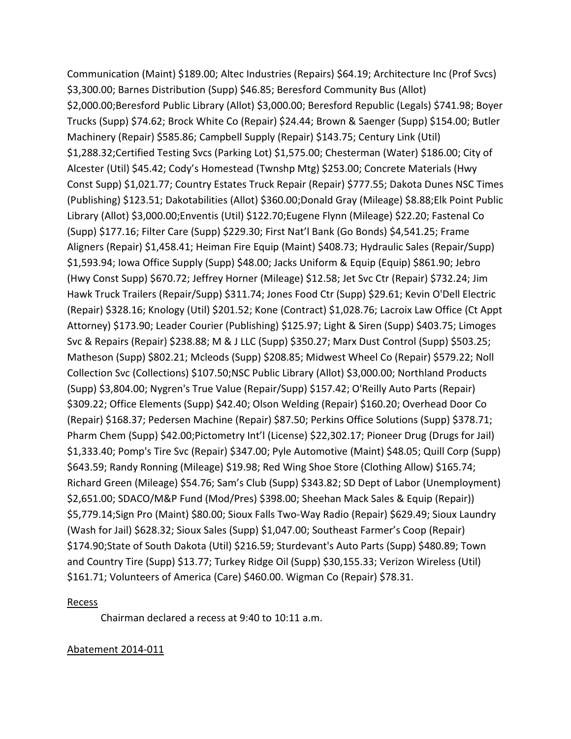Communication (Maint) $189.00; Altec Industries (Repairs) $64.19; Architecture Inc (Prof Svcs) $3,300.00; Barnes Distribution (Supp) $46.85; Beresford Community Bus (Allot) $2,000.00;Beresford Public Library (Allot) $3,000.00; Beresford Republic (Legals) $741.98; Boyer Trucks (Supp) $74.62; Brock White Co (Repair) $24.44; Brown & Saenger (Supp) $154.00; Butler Machinery (Repair) $585.86; Campbell Supply (Repair) $143.75; Century Link (Util) $1,288.32;Certified Testing Svcs (Parking Lot) $1,575.00; Chesterman (Water) $186.00; City of Alcester (Util) $45.42; Cody's Homestead (Twnshp Mtg) $253.00; Concrete Materials (Hwy Const Supp) $1,021.77; Country Estates Truck Repair (Repair) $777.55; Dakota Dunes NSC Times (Publishing) $123.51; Dakotabilities (Allot) $360.00;Donald Gray (Mileage) $8.88;Elk Point Public Library (Allot) $3,000.00;Enventis (Util) $122.70;Eugene Flynn (Mileage) $22.20; Fastenal Co (Supp) $177.16; Filter Care (Supp) $229.30; First Nat'l Bank (Go Bonds) $4,541.25; Frame Aligners (Repair) $1,458.41; Heiman Fire Equip (Maint) $408.73; Hydraulic Sales (Repair/Supp) $1,593.94; Iowa Office Supply (Supp) $48.00; Jacks Uniform & Equip (Equip) $861.90; Jebro (Hwy Const Supp) $670.72; Jeffrey Horner (Mileage) $12.58; Jet Svc Ctr (Repair) $732.24; Jim Hawk Truck Trailers (Repair/Supp) $311.74; Jones Food Ctr (Supp) $29.61; Kevin O'Dell Electric (Repair) $328.16; Knology (Util) $201.52; Kone (Contract) $1,028.76; Lacroix Law Office (Ct Appt Attorney) $173.90; Leader Courier (Publishing) $125.97; Light & Siren (Supp) $403.75; Limoges Svc & Repairs (Repair) $238.88; M & J LLC (Supp) $350.27; Marx Dust Control (Supp) $503.25; Matheson (Supp) $802.21; Mcleods (Supp) $208.85; Midwest Wheel Co (Repair) $579.22; Noll Collection Svc (Collections) $107.50;NSC Public Library (Allot) $3,000.00; Northland Products (Supp) $3,804.00; Nygren's True Value (Repair/Supp) $157.42; O'Reilly Auto Parts (Repair) $309.22; Office Elements (Supp) $42.40; Olson Welding (Repair) $160.20; Overhead Door Co (Repair) $168.37; Pedersen Machine (Repair) $87.50; Perkins Office Solutions (Supp) $378.71; Pharm Chem (Supp) $42.00;Pictometry Int'l (License) $22,302.17; Pioneer Drug (Drugs for Jail) $1,333.40; Pomp's Tire Svc (Repair) $347.00; Pyle Automotive (Maint) $48.05; Quill Corp (Supp) $643.59; Randy Ronning (Mileage) $19.98; Red Wing Shoe Store (Clothing Allow) $165.74; Richard Green (Mileage) $54.76; Sam's Club (Supp) $343.82; SD Dept of Labor (Unemployment) $2,651.00; SDACO/M&P Fund (Mod/Pres) $398.00; Sheehan Mack Sales & Equip (Repair)) $5,779.14;Sign Pro (Maint) $80.00; Sioux Falls Two-Way Radio (Repair) $629.49; Sioux Laundry (Wash for Jail) $628.32; Sioux Sales (Supp) $1,047.00; Southeast Farmer's Coop (Repair) $174.90;State of South Dakota (Util) $216.59; Sturdevant's Auto Parts (Supp) $480.89; Town and Country Tire (Supp) $13.77; Turkey Ridge Oil (Supp) $30,155.33; Verizon Wireless (Util) $161.71; Volunteers of America (Care) $460.00. Wigman Co (Repair) $78.31.

Recess

Chairman declared a recess at 9:40 to 10:11 a.m.

Abatement 2014-011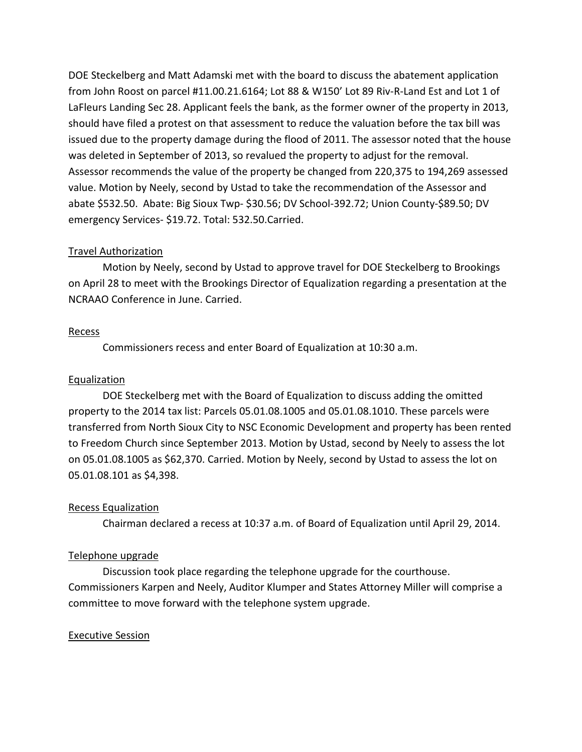DOE Steckelberg and Matt Adamski met with the board to discuss the abatement application from John Roost on parcel #11.00.21.6164; Lot 88 & W150' Lot 89 Riv-R-Land Est and Lot 1 of LaFleurs Landing Sec 28. Applicant feels the bank, as the former owner of the property in 2013, should have filed a protest on that assessment to reduce the valuation before the tax bill was issued due to the property damage during the flood of 2011. The assessor noted that the house was deleted in September of 2013, so revalued the property to adjust for the removal. Assessor recommends the value of the property be changed from 220,375 to 194,269 assessed value. Motion by Neely, second by Ustad to take the recommendation of the Assessor and abate $532.50. Abate: Big Sioux Twp- $30.56; DV School-392.72; Union County-$89.50; DV emergency Services- $19.72. Total: 532.50.Carried.

Travel Authorization

Motion by Neely, second by Ustad to approve travel for DOE Steckelberg to Brookings on April 28 to meet with the Brookings Director of Equalization regarding a presentation at the NCRAAO Conference in June. Carried.

Recess

Commissioners recess and enter Board of Equalization at 10:30 a.m.

Equalization

DOE Steckelberg met with the Board of Equalization to discuss adding the omitted property to the 2014 tax list: Parcels 05.01.08.1005 and 05.01.08.1010. These parcels were transferred from North Sioux City to NSC Economic Development and property has been rented to Freedom Church since September 2013. Motion by Ustad, second by Neely to assess the lot on 05.01.08.1005 as $62,370. Carried. Motion by Neely, second by Ustad to assess the lot on 05.01.08.101 as $4,398.

Recess Equalization

Chairman declared a recess at 10:37 a.m. of Board of Equalization until April 29, 2014.

Telephone upgrade

Discussion took place regarding the telephone upgrade for the courthouse. Commissioners Karpen and Neely, Auditor Klumper and States Attorney Miller will comprise a committee to move forward with the telephone system upgrade.

Executive Session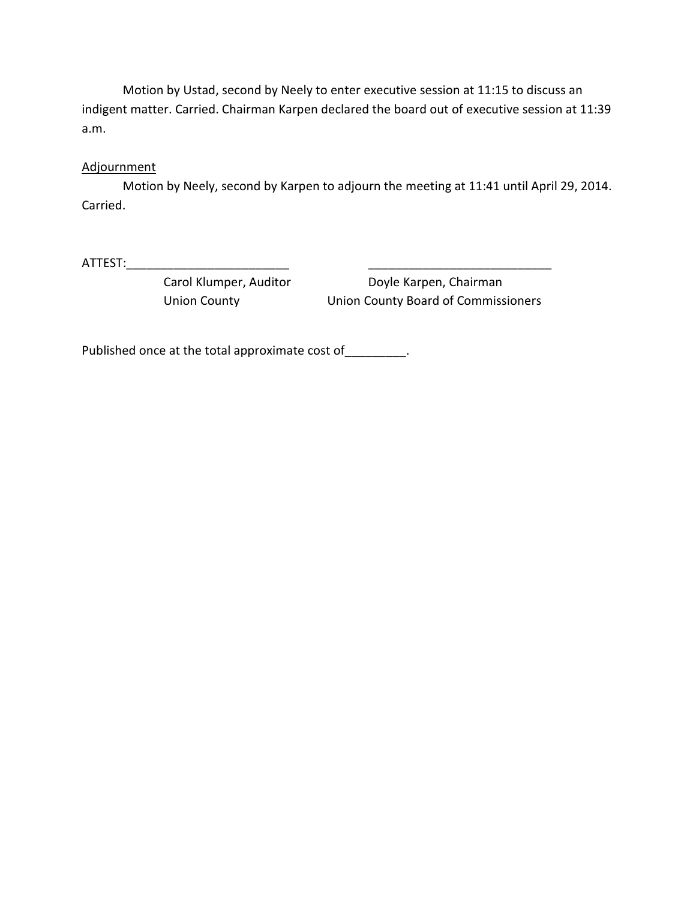Motion by Ustad, second by Neely to enter executive session at 11:15 to discuss an indigent matter. Carried. Chairman Karpen declared the board out of executive session at 11:39 a.m.

<u>Adjournment</u>

Motion by Neely, second by Karpen to adjourn the meeting at 11:41 until April 29, 2014. Carried.

ATTEST:________________________ ___________________________

Carol Klumper, Auditor Doyle Karpen, Chairman

Union County Union County Board of Commissioners

Published once at the total approximate cost of_________.